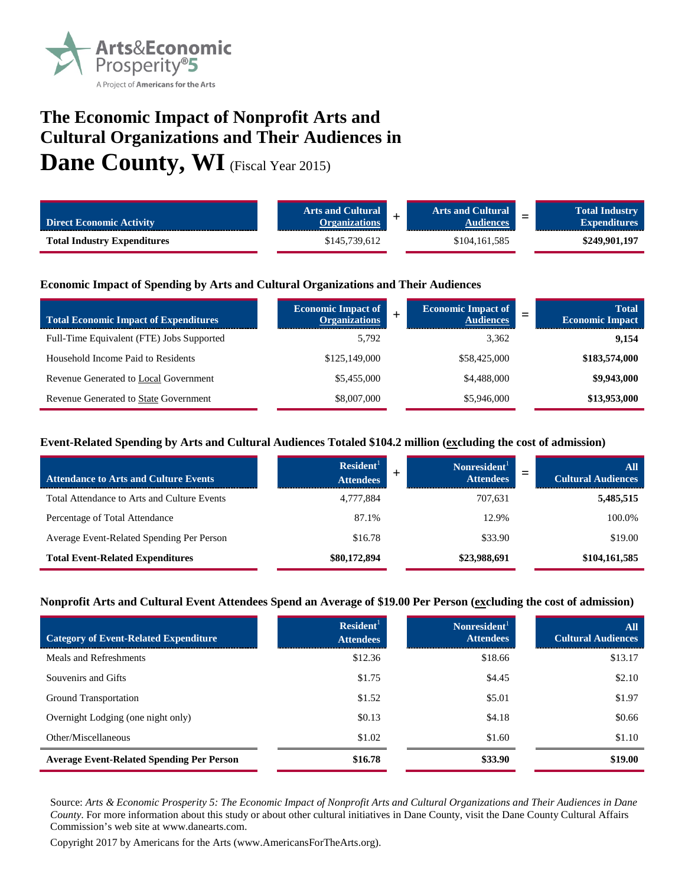Arts&Economic Prosperity®5

A Project of Americans for the Arts

# The Economic Impact of Nonprofit Arts and Cultural Organizations and Their Audiences in Dane County, WI (Fiscal Year 2015)

| Direct Economic Activity | Arts and Cultural Organizations | + | Arts and Cultural Audiences | = | Total Industry Expenditures |
|---|---|---|---|---|---|
| **Total Industry Expenditures** | $145,739,612 | | $104,161,585 | | **$249,901,197** |

### Economic Impact of Spending by Arts and Cultural Organizations and Their Audiences

| Total Economic Impact of Expenditures | Economic Impact of Organizations | + | Economic Impact of Audiences | = | Total Economic Impact |
|---|---|---|---|---|---|
| Full-Time Equivalent (FTE) Jobs Supported | 5,792 | | 3,362 | | **9,154** |
| Household Income Paid to Residents | $125,149,000 | | $58,425,000 | | **$183,574,000** |
| Revenue Generated to Local Government | $5,455,000 | | $4,488,000 | | **$9,943,000** |
| Revenue Generated to State Government | $8,007,000 | | $5,946,000 | | **$13,953,000** |

### Event-Related Spending by Arts and Cultural Audiences Totaled $104.2 million (excluding the cost of admission)

| Attendance to Arts and Culture Events | Resident[1] Attendees | + | Nonresident[1] Attendees | = | All Cultural Audiences |
|---|---|---|---|---|---|
| Total Attendance to Arts and Culture Events | 4,777,884 | | 707,631 | | **5,485,515** |
| Percentage of Total Attendance | 87.1% | | 12.9% | | 100.0% |
| Average Event-Related Spending Per Person | $16.78 | | $33.90 | | $19.00 |
| **Total Event-Related Expenditures** | **$80,172,894** | | **$23,988,691** | | **$104,161,585** |

### Nonprofit Arts and Cultural Event Attendees Spend an Average of $19.00 Per Person (excluding the cost of admission)

| Category of Event-Related Expenditure | Resident[1] Attendees | Nonresident[1] Attendees | All Cultural Audiences |
|---|---|---|---|
| Meals and Refreshments | $12.36 | $18.66 | $13.17 |
| Souvenirs and Gifts | $1.75 | $4.45 | $2.10 |
| Ground Transportation | $1.52 | $5.01 | $1.97 |
| Overnight Lodging (one night only) | $0.13 | $4.18 | $0.66 |
| Other/Miscellaneous | $1.02 | $1.60 | $1.10 |
| **Average Event-Related Spending Per Person** | **$16.78** | **$33.90** | **$19.00** |

Source: *Arts & Economic Prosperity 5: The Economic Impact of Nonprofit Arts and Cultural Organizations and Their Audiences in Dane County.* For more information about this study or about other cultural initiatives in Dane County, visit the Dane County Cultural Affairs Commission's web site at www.danearts.com.

Copyright 2017 by Americans for the Arts (www.AmericansForTheArts.org).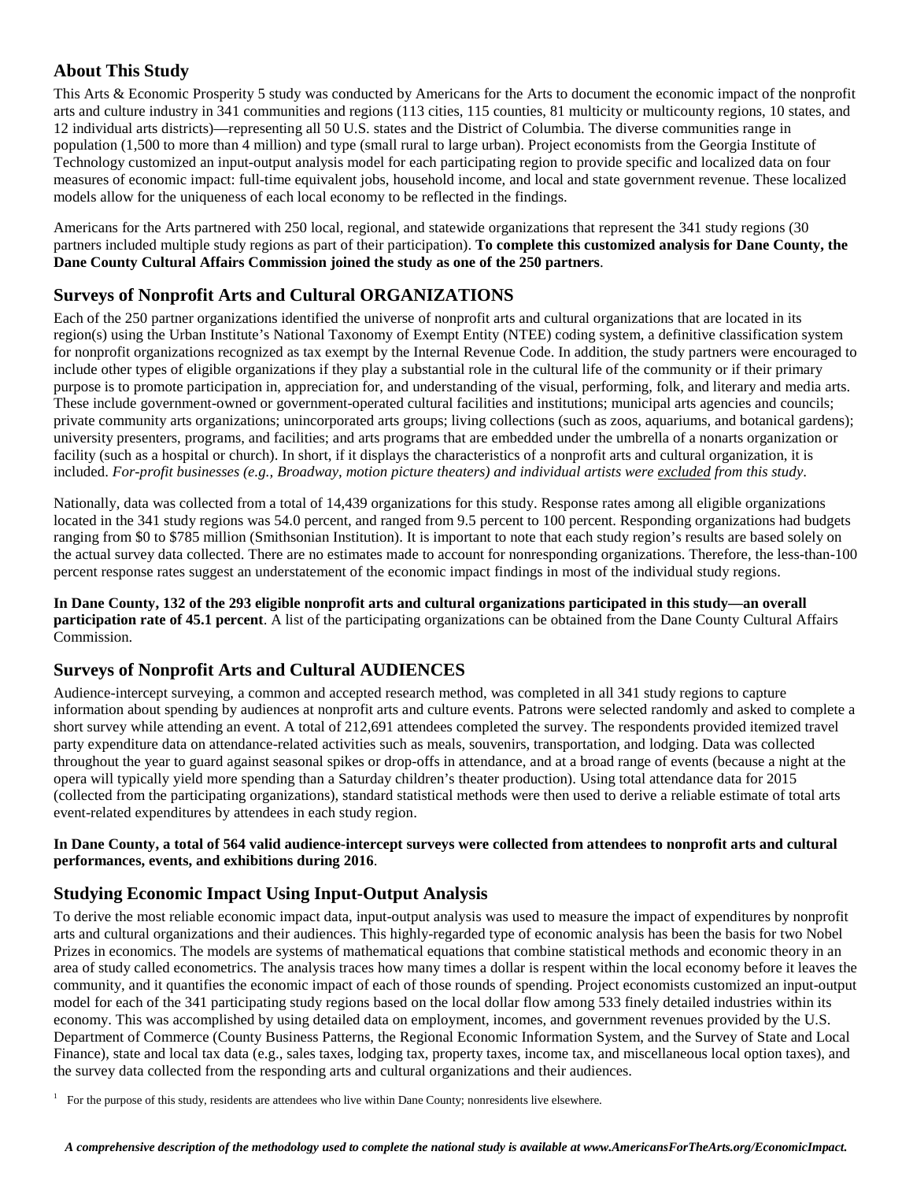## About This Study

This Arts & Economic Prosperity 5 study was conducted by Americans for the Arts to document the economic impact of the nonprofit arts and culture industry in 341 communities and regions (113 cities, 115 counties, 81 multicity or multicounty regions, 10 states, and 12 individual arts districts)—representing all 50 U.S. states and the District of Columbia. The diverse communities range in population (1,500 to more than 4 million) and type (small rural to large urban). Project economists from the Georgia Institute of Technology customized an input-output analysis model for each participating region to provide specific and localized data on four measures of economic impact: full-time equivalent jobs, household income, and local and state government revenue. These localized models allow for the uniqueness of each local economy to be reflected in the findings.

Americans for the Arts partnered with 250 local, regional, and statewide organizations that represent the 341 study regions (30 partners included multiple study regions as part of their participation). **To complete this customized analysis for Dane County, the Dane County Cultural Affairs Commission joined the study as one of the 250 partners**.

## Surveys of Nonprofit Arts and Cultural ORGANIZATIONS

Each of the 250 partner organizations identified the universe of nonprofit arts and cultural organizations that are located in its region(s) using the Urban Institute's National Taxonomy of Exempt Entity (NTEE) coding system, a definitive classification system for nonprofit organizations recognized as tax exempt by the Internal Revenue Code. In addition, the study partners were encouraged to include other types of eligible organizations if they play a substantial role in the cultural life of the community or if their primary purpose is to promote participation in, appreciation for, and understanding of the visual, performing, folk, and literary and media arts. These include government-owned or government-operated cultural facilities and institutions; municipal arts agencies and councils; private community arts organizations; unincorporated arts groups; living collections (such as zoos, aquariums, and botanical gardens); university presenters, programs, and facilities; and arts programs that are embedded under the umbrella of a nonarts organization or facility (such as a hospital or church). In short, if it displays the characteristics of a nonprofit arts and cultural organization, it is included. *For-profit businesses (e.g., Broadway, motion picture theaters) and individual artists were excluded from this study*.

Nationally, data was collected from a total of 14,439 organizations for this study. Response rates among all eligible organizations located in the 341 study regions was 54.0 percent, and ranged from 9.5 percent to 100 percent. Responding organizations had budgets ranging from $0 to $785 million (Smithsonian Institution). It is important to note that each study region's results are based solely on the actual survey data collected. There are no estimates made to account for nonresponding organizations. Therefore, the less-than-100 percent response rates suggest an understatement of the economic impact findings in most of the individual study regions.

**In Dane County, 132 of the 293 eligible nonprofit arts and cultural organizations participated in this study—an overall participation rate of 45.1 percent**. A list of the participating organizations can be obtained from the Dane County Cultural Affairs Commission.

## Surveys of Nonprofit Arts and Cultural AUDIENCES

Audience-intercept surveying, a common and accepted research method, was completed in all 341 study regions to capture information about spending by audiences at nonprofit arts and culture events. Patrons were selected randomly and asked to complete a short survey while attending an event. A total of 212,691 attendees completed the survey. The respondents provided itemized travel party expenditure data on attendance-related activities such as meals, souvenirs, transportation, and lodging. Data was collected throughout the year to guard against seasonal spikes or drop-offs in attendance, and at a broad range of events (because a night at the opera will typically yield more spending than a Saturday children's theater production). Using total attendance data for 2015 (collected from the participating organizations), standard statistical methods were then used to derive a reliable estimate of total arts event-related expenditures by attendees in each study region.

**In Dane County, a total of 564 valid audience-intercept surveys were collected from attendees to nonprofit arts and cultural performances, events, and exhibitions during 2016**.

## Studying Economic Impact Using Input-Output Analysis

To derive the most reliable economic impact data, input-output analysis was used to measure the impact of expenditures by nonprofit arts and cultural organizations and their audiences. This highly-regarded type of economic analysis has been the basis for two Nobel Prizes in economics. The models are systems of mathematical equations that combine statistical methods and economic theory in an area of study called econometrics. The analysis traces how many times a dollar is respent within the local economy before it leaves the community, and it quantifies the economic impact of each of those rounds of spending. Project economists customized an input-output model for each of the 341 participating study regions based on the local dollar flow among 533 finely detailed industries within its economy. This was accomplished by using detailed data on employment, incomes, and government revenues provided by the U.S. Department of Commerce (County Business Patterns, the Regional Economic Information System, and the Survey of State and Local Finance), state and local tax data (e.g., sales taxes, lodging tax, property taxes, income tax, and miscellaneous local option taxes), and the survey data collected from the responding arts and cultural organizations and their audiences.

[1] For the purpose of this study, residents are attendees who live within Dane County; nonresidents live elsewhere.

***A comprehensive description of the methodology used to complete the national study is available at www.AmericansForTheArts.org/EconomicImpact.***